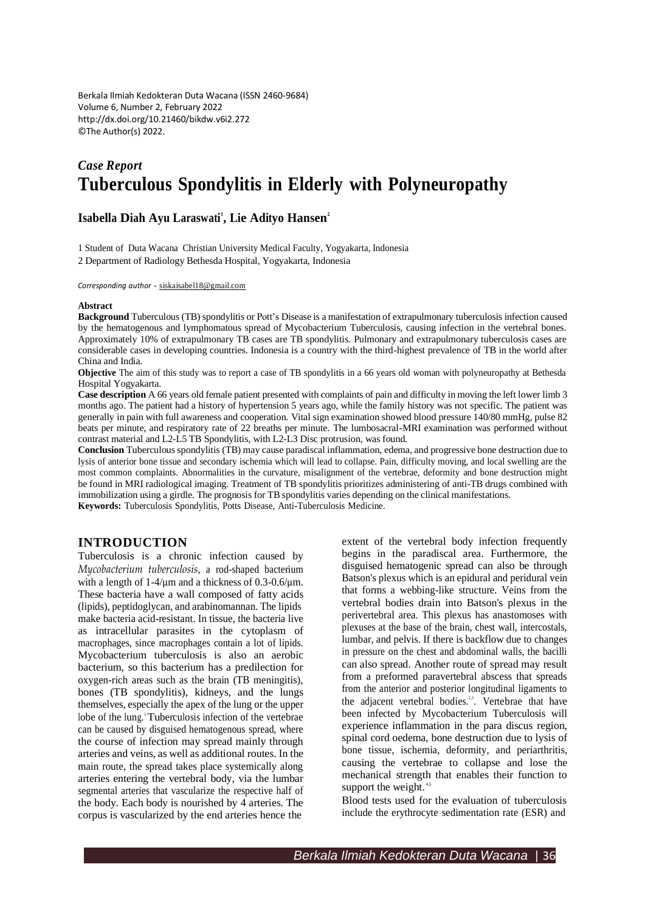Berkala Ilmiah Kedokteran Duta Wacana (ISSN 2460-9684)
Volume 6, Number 2, February 2022
http://dx.doi.org/10.21460/bikdw.v6i2.272
©The Author(s) 2022.

*Case Report*

# Tuberculous Spondylitis in Elderly with Polyneuropathy

**Isabella Diah Ayu Laraswati[1], Lie Adityo Hansen[2]**

1 Student of Duta Wacana Christian University Medical Faculty, Yogyakarta, Indonesia
2 Department of Radiology Bethesda Hospital, Yogyakarta, Indonesia

*Corresponding author* - siskaisabel18@gmail.com

**Abstract**

**Background** Tuberculous (TB) spondylitis or Pott's Disease is a manifestation of extrapulmonary tuberculosis infection caused by the hematogenous and lymphomatous spread of Mycobacterium Tuberculosis, causing infection in the vertebral bones. Approximately 10% of extrapulmonary TB cases are TB spondylitis. Pulmonary and extrapulmonary tuberculosis cases are considerable cases in developing countries. Indonesia is a country with the third-highest prevalence of TB in the world after China and India.

**Objective** The aim of this study was to report a case of TB spondylitis in a 66 years old woman with polyneuropathy at Bethesda Hospital Yogyakarta.

**Case description** A 66 years old female patient presented with complaints of pain and difficulty in moving the left lower limb 3 months ago. The patient had a history of hypertension 5 years ago, while the family history was not specific. The patient was generally in pain with full awareness and cooperation. Vital sign examination showed blood pressure 140/80 mmHg, pulse 82 beats per minute, and respiratory rate of 22 breaths per minute. The lumbosacral-MRI examination was performed without contrast material and L2-L5 TB Spondylitis, with L2-L3 Disc protrusion, was found.

**Conclusion** Tuberculous spondylitis (TB) may cause paradiscal inflammation, edema, and progressive bone destruction due to lysis of anterior bone tissue and secondary ischemia which will lead to collapse. Pain, difficulty moving, and local swelling are the most common complaints. Abnormalities in the curvature, misalignment of the vertebrae, deformity and bone destruction might be found in MRI radiological imaging. Treatment of TB spondylitis prioritizes administering of anti-TB drugs combined with immobilization using a girdle. The prognosis for TB spondylitis varies depending on the clinical manifestations.

**Keywords:** Tuberculosis Spondylitis, Potts Disease, Anti-Tuberculosis Medicine.

## INTRODUCTION

Tuberculosis is a chronic infection caused by *Mycobacterium tuberculosis*, a rod-shaped bacterium with a length of 1-4/μm and a thickness of 0.3-0.6/μm. These bacteria have a wall composed of fatty acids (lipids), peptidoglycan, and arabinomannan. The lipids make bacteria acid-resistant. In tissue, the bacteria live as intracellular parasites in the cytoplasm of macrophages, since macrophages contain a lot of lipids. Mycobacterium tuberculosis is also an aerobic bacterium, so this bacterium has a predilection for oxygen-rich areas such as the brain (TB meningitis), bones (TB spondylitis), kidneys, and the lungs themselves, especially the apex of the lung or the upper lobe of the lung.[1] Tuberculosis infection of the vertebrae can be caused by disguised hematogenous spread, where the course of infection may spread mainly through arteries and veins, as well as additional routes. In the main route, the spread takes place systemically along arteries entering the vertebral body, via the lumbar segmental arteries that vascularize the respective half of the body. Each body is nourished by 4 arteries. The corpus is vascularized by the end arteries hence the extent of the vertebral body infection frequently begins in the paradiscal area. Furthermore, the disguised hematogenic spread can also be through Batson's plexus which is an epidural and peridural vein that forms a webbing-like structure. Veins from the vertebral bodies drain into Batson's plexus in the perivertebral area. This plexus has anastomoses with plexuses at the base of the brain, chest wall, intercostals, lumbar, and pelvis. If there is backflow due to changes in pressure on the chest and abdominal walls, the bacilli can also spread. Another route of spread may result from a preformed paravertebral abscess that spreads from the anterior and posterior longitudinal ligaments to the adjacent vertebral bodies.[2,3]. Vertebrae that have been infected by Mycobacterium Tuberculosis will experience inflammation in the para discus region, spinal cord oedema, bone destruction due to lysis of bone tissue, ischemia, deformity, and periarthritis, causing the vertebrae to collapse and lose the mechanical strength that enables their function to support the weight.[4,5]

Blood tests used for the evaluation of tuberculosis include the erythrocyte sedimentation rate (ESR) and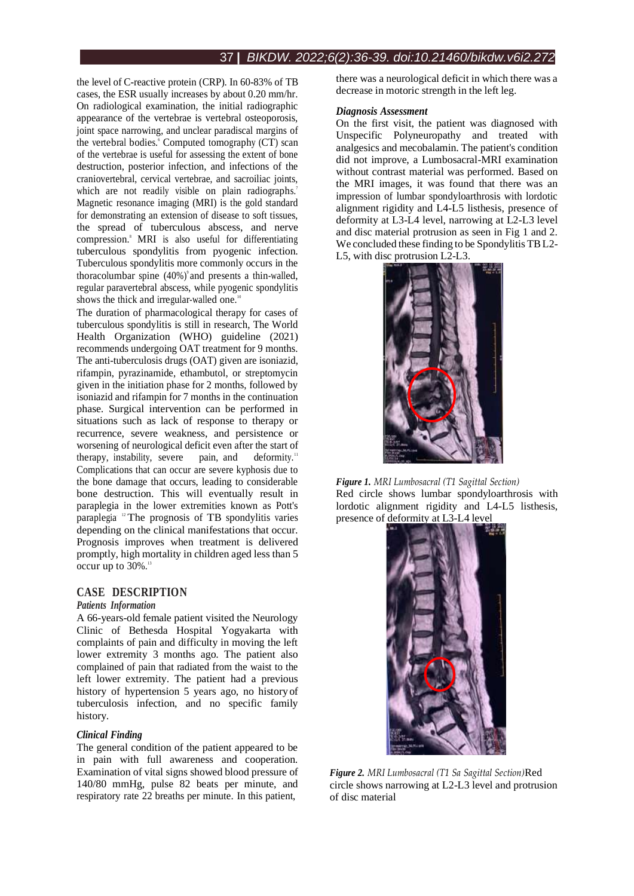the level of C-reactive protein (CRP). In 60-83% of TB cases, the ESR usually increases by about 0.20 mm/hr. On radiological examination, the initial radiographic appearance of the vertebrae is vertebral osteoporosis, joint space narrowing, and unclear paradiscal margins of the vertebral bodies.[6] Computed tomography (CT) scan of the vertebrae is useful for assessing the extent of bone destruction, posterior infection, and infections of the craniovertebral, cervical vertebrae, and sacroiliac joints, which are not readily visible on plain radiographs.[7] Magnetic resonance imaging (MRI) is the gold standard for demonstrating an extension of disease to soft tissues, the spread of tuberculous abscess, and nerve compression.[8] MRI is also useful for differentiating tuberculous spondylitis from pyogenic infection. Tuberculous spondylitis more commonly occurs in the thoracolumbar spine (40%)[9] and presents a thin-walled, regular paravertebral abscess, while pyogenic spondylitis shows the thick and irregular-walled one.[10]

The duration of pharmacological therapy for cases of tuberculous spondylitis is still in research, The World Health Organization (WHO) guideline (2021) recommends undergoing OAT treatment for 9 months. The anti-tuberculosis drugs (OAT) given are isoniazid, rifampin, pyrazinamide, ethambutol, or streptomycin given in the initiation phase for 2 months, followed by isoniazid and rifampin for 7 months in the continuation phase. Surgical intervention can be performed in situations such as lack of response to therapy or recurrence, severe weakness, and persistence or worsening of neurological deficit even after the start of therapy, instability, severe pain, and deformity.[11] Complications that can occur are severe kyphosis due to the bone damage that occurs, leading to considerable bone destruction. This will eventually result in paraplegia in the lower extremities known as Pott's paraplegia [12] The prognosis of TB spondylitis varies depending on the clinical manifestations that occur. Prognosis improves when treatment is delivered promptly, high mortality in children aged less than 5 occur up to 30%.[13]

## CASE DESCRIPTION

### *Patients Information*

A 66-years-old female patient visited the Neurology Clinic of Bethesda Hospital Yogyakarta with complaints of pain and difficulty in moving the left lower extremity 3 months ago. The patient also complained of pain that radiated from the waist to the left lower extremity. The patient had a previous history of hypertension 5 years ago, no history of tuberculosis infection, and no specific family history.

### *Clinical Finding*

The general condition of the patient appeared to be in pain with full awareness and cooperation. Examination of vital signs showed blood pressure of 140/80 mmHg, pulse 82 beats per minute, and respiratory rate 22 breaths per minute. In this patient, there was a neurological deficit in which there was a decrease in motoric strength in the left leg.

### *Diagnosis Assessment*

On the first visit, the patient was diagnosed with Unspecific Polyneuropathy and treated with analgesics and mecobalamin. The patient's condition did not improve, a Lumbosacral-MRI examination without contrast material was performed. Based on the MRI images, it was found that there was an impression of lumbar spondyloarthrosis with lordotic alignment rigidity and L4-L5 listhesis, presence of deformity at L3-L4 level, narrowing at L2-L3 level and disc material protrusion as seen in Fig 1 and 2. We concluded these finding to be Spondylitis TB L2-L5, with disc protrusion L2-L3.

***Figure 1.*** *MRI Lumbosacral (T1 Sagittal Section)*
Red circle shows lumbar spondyloarthrosis with lordotic alignment rigidity and L4-L5 listhesis, presence of deformity at L3-L4 level

***Figure 2.*** *MRI Lumbosacral (T1 Sa Sagittal Section)* Red circle shows narrowing at L2-L3 level and protrusion of disc material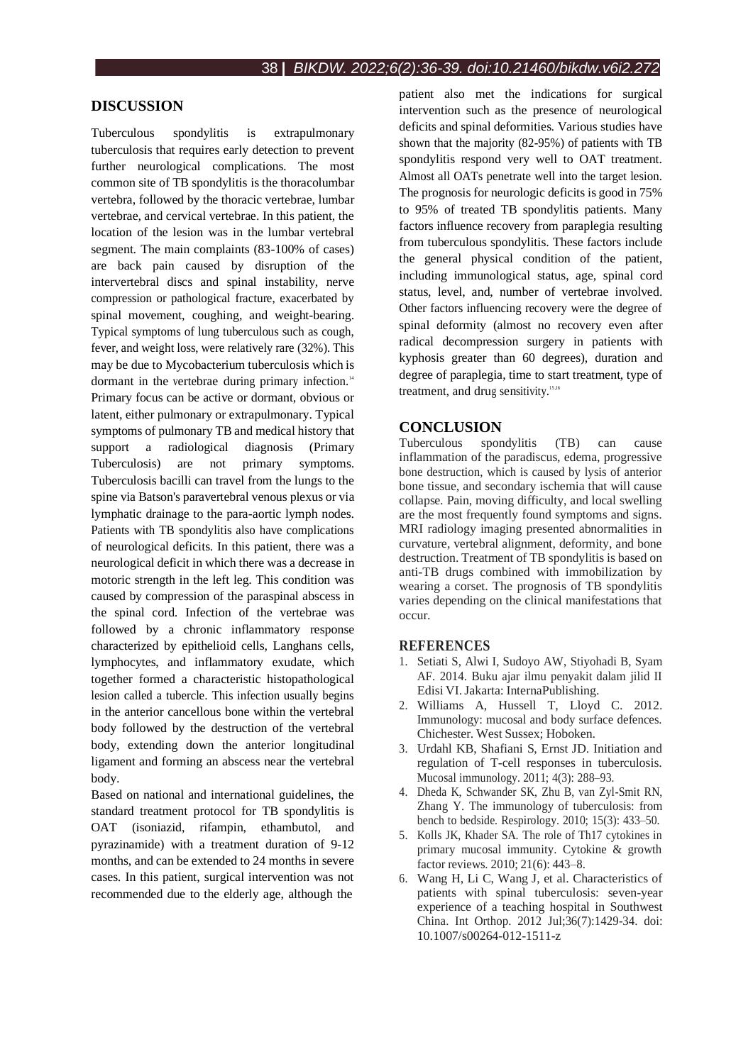## DISCUSSION

Tuberculous spondylitis is extrapulmonary tuberculosis that requires early detection to prevent further neurological complications. The most common site of TB spondylitis is the thoracolumbar vertebra, followed by the thoracic vertebrae, lumbar vertebrae, and cervical vertebrae. In this patient, the location of the lesion was in the lumbar vertebral segment. The main complaints (83-100% of cases) are back pain caused by disruption of the intervertebral discs and spinal instability, nerve compression or pathological fracture, exacerbated by spinal movement, coughing, and weight-bearing. Typical symptoms of lung tuberculous such as cough, fever, and weight loss, were relatively rare (32%). This may be due to Mycobacterium tuberculosis which is dormant in the vertebrae during primary infection.[14] Primary focus can be active or dormant, obvious or latent, either pulmonary or extrapulmonary. Typical symptoms of pulmonary TB and medical history that support a radiological diagnosis (Primary Tuberculosis) are not primary symptoms. Tuberculosis bacilli can travel from the lungs to the spine via Batson's paravertebral venous plexus or via lymphatic drainage to the para-aortic lymph nodes. Patients with TB spondylitis also have complications of neurological deficits. In this patient, there was a neurological deficit in which there was a decrease in motoric strength in the left leg. This condition was caused by compression of the paraspinal abscess in the spinal cord. Infection of the vertebrae was followed by a chronic inflammatory response characterized by epithelioid cells, Langhans cells, lymphocytes, and inflammatory exudate, which together formed a characteristic histopathological lesion called a tubercle. This infection usually begins in the anterior cancellous bone within the vertebral body followed by the destruction of the vertebral body, extending down the anterior longitudinal ligament and forming an abscess near the vertebral body.

Based on national and international guidelines, the standard treatment protocol for TB spondylitis is OAT (isoniazid, rifampin, ethambutol, and pyrazinamide) with a treatment duration of 9-12 months, and can be extended to 24 months in severe cases. In this patient, surgical intervention was not recommended due to the elderly age, although the patient also met the indications for surgical intervention such as the presence of neurological deficits and spinal deformities. Various studies have shown that the majority (82-95%) of patients with TB spondylitis respond very well to OAT treatment. Almost all OATs penetrate well into the target lesion. The prognosis for neurologic deficits is good in 75% to 95% of treated TB spondylitis patients. Many factors influence recovery from paraplegia resulting from tuberculous spondylitis. These factors include the general physical condition of the patient, including immunological status, age, spinal cord status, level, and, number of vertebrae involved. Other factors influencing recovery were the degree of spinal deformity (almost no recovery even after radical decompression surgery in patients with kyphosis greater than 60 degrees), duration and degree of paraplegia, time to start treatment, type of treatment, and drug sensitivity.[15,16]

## CONCLUSION

Tuberculous spondylitis (TB) can cause inflammation of the paradiscus, edema, progressive bone destruction, which is caused by lysis of anterior bone tissue, and secondary ischemia that will cause collapse. Pain, moving difficulty, and local swelling are the most frequently found symptoms and signs. MRI radiology imaging presented abnormalities in curvature, vertebral alignment, deformity, and bone destruction. Treatment of TB spondylitis is based on anti-TB drugs combined with immobilization by wearing a corset. The prognosis of TB spondylitis varies depending on the clinical manifestations that occur.

## REFERENCES

1. Setiati S, Alwi I, Sudoyo AW, Stiyohadi B, Syam AF. 2014. Buku ajar ilmu penyakit dalam jilid II Edisi VI. Jakarta: InternaPublishing.
2. Williams A, Hussell T, Lloyd C. 2012. Immunology: mucosal and body surface defences. Chichester. West Sussex; Hoboken.
3. Urdahl KB, Shafiani S, Ernst JD. Initiation and regulation of T-cell responses in tuberculosis. Mucosal immunology. 2011; 4(3): 288–93.
4. Dheda K, Schwander SK, Zhu B, van Zyl-Smit RN, Zhang Y. The immunology of tuberculosis: from bench to bedside. Respirology. 2010; 15(3): 433–50.
5. Kolls JK, Khader SA. The role of Th17 cytokines in primary mucosal immunity. Cytokine & growth factor reviews. 2010; 21(6): 443–8.
6. Wang H, Li C, Wang J, et al. Characteristics of patients with spinal tuberculosis: seven-year experience of a teaching hospital in Southwest China. Int Orthop. 2012 Jul;36(7):1429-34. doi: 10.1007/s00264-012-1511-z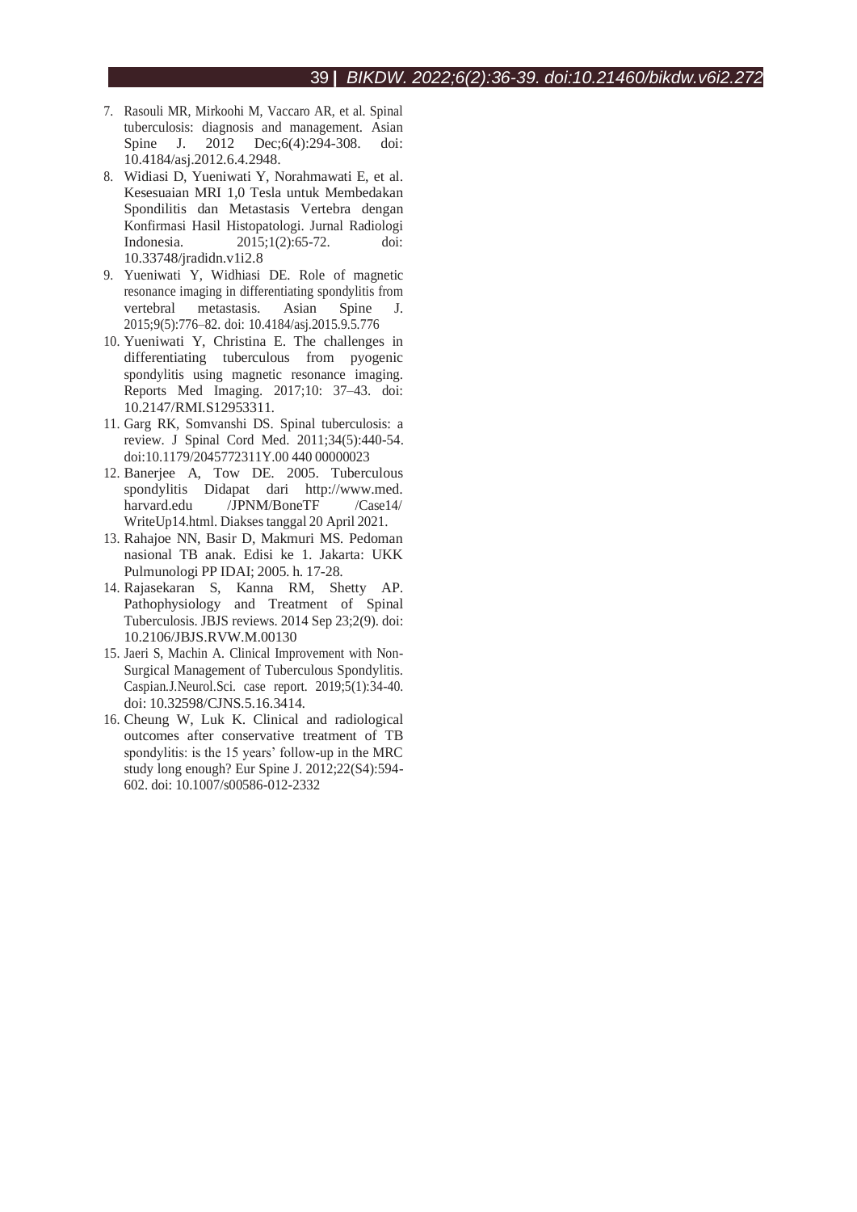7. Rasouli MR, Mirkoohi M, Vaccaro AR, et al. Spinal tuberculosis: diagnosis and management. Asian Spine J. 2012 Dec;6(4):294-308. doi: 10.4184/asj.2012.6.4.2948.
8. Widiasi D, Yueniwati Y, Norahmawati E, et al. Kesesuaian MRI 1,0 Tesla untuk Membedakan Spondilitis dan Metastasis Vertebra dengan Konfirmasi Hasil Histopatologi. Jurnal Radiologi Indonesia. 2015;1(2):65-72. doi: 10.33748/jradidn.v1i2.8
9. Yueniwati Y, Widhiasi DE. Role of magnetic resonance imaging in differentiating spondylitis from vertebral metastasis. Asian Spine J. 2015;9(5):776–82. doi: 10.4184/asj.2015.9.5.776
10. Yueniwati Y, Christina E. The challenges in differentiating tuberculous from pyogenic spondylitis using magnetic resonance imaging. Reports Med Imaging. 2017;10: 37–43. doi: 10.2147/RMI.S12953311.
11. Garg RK, Somvanshi DS. Spinal tuberculosis: a review. J Spinal Cord Med. 2011;34(5):440-54. doi:10.1179/2045772311Y.00 440 00000023
12. Banerjee A, Tow DE. 2005. Tuberculous spondylitis Didapat dari http://www.med. harvard.edu /JPNM/BoneTF /Case14/ WriteUp14.html. Diakses tanggal 20 April 2021.
13. Rahajoe NN, Basir D, Makmuri MS. Pedoman nasional TB anak. Edisi ke 1. Jakarta: UKK Pulmunologi PP IDAI; 2005. h. 17-28.
14. Rajasekaran S, Kanna RM, Shetty AP. Pathophysiology and Treatment of Spinal Tuberculosis. JBJS reviews. 2014 Sep 23;2(9). doi: 10.2106/JBJS.RVW.M.00130
15. Jaeri S, Machin A. Clinical Improvement with Non-Surgical Management of Tuberculous Spondylitis. Caspian.J.Neurol.Sci. case report. 2019;5(1):34-40. doi: 10.32598/CJNS.5.16.3414.
16. Cheung W, Luk K. Clinical and radiological outcomes after conservative treatment of TB spondylitis: is the 15 years' follow-up in the MRC study long enough? Eur Spine J. 2012;22(S4):594-602. doi: 10.1007/s00586-012-2332